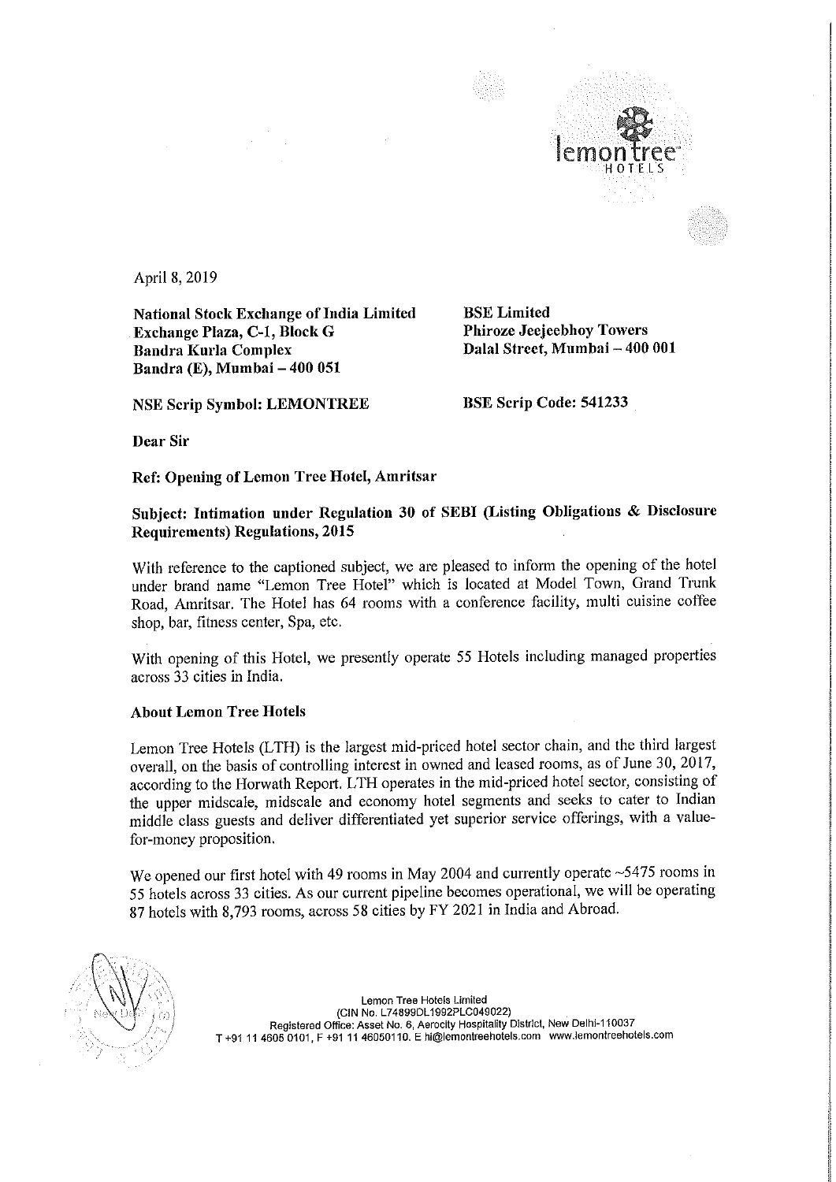April 8, 2019

**National Stock Exchange of India Limited**
**Exchange Plaza, C-1, Block G**
**Bandra Kurla Complex**
**Bandra (E), Mumbai – 400 051**

**BSE Limited**
**Phiroze Jeejeebhoy Towers**
**Dalal Street, Mumbai – 400 001**

**NSE Scrip Symbol: LEMONTREE**

**BSE Scrip Code: 541233**

**Dear Sir**

**Ref: Opening of Lemon Tree Hotel, Amritsar**

**Subject: Intimation under Regulation 30 of SEBI (Listing Obligations & Disclosure Requirements) Regulations, 2015**

With reference to the captioned subject, we are pleased to inform the opening of the hotel under brand name "Lemon Tree Hotel" which is located at Model Town, Grand Trunk Road, Amritsar. The Hotel has 64 rooms with a conference facility, multi cuisine coffee shop, bar, fitness center, Spa, etc.

With opening of this Hotel, we presently operate 55 Hotels including managed properties across 33 cities in India.

**About Lemon Tree Hotels**

Lemon Tree Hotels (LTH) is the largest mid-priced hotel sector chain, and the third largest overall, on the basis of controlling interest in owned and leased rooms, as of June 30, 2017, according to the Horwath Report. LTH operates in the mid-priced hotel sector, consisting of the upper midscale, midscale and economy hotel segments and seeks to cater to Indian middle class guests and deliver differentiated yet superior service offerings, with a value-for-money proposition.

We opened our first hotel with 49 rooms in May 2004 and currently operate ~5475 rooms in 55 hotels across 33 cities. As our current pipeline becomes operational, we will be operating 87 hotels with 8,793 rooms, across 58 cities by FY 2021 in India and Abroad.

Lemon Tree Hotels Limited
(CIN No. L74899DL1992PLC049022)
Registered Office: Asset No. 6, Aerocity Hospitality District, New Delhi-110037
T +91 11 4605 0101, F +91 11 46050110. E hi@lemontreehotels.com www.lemontreehotels.com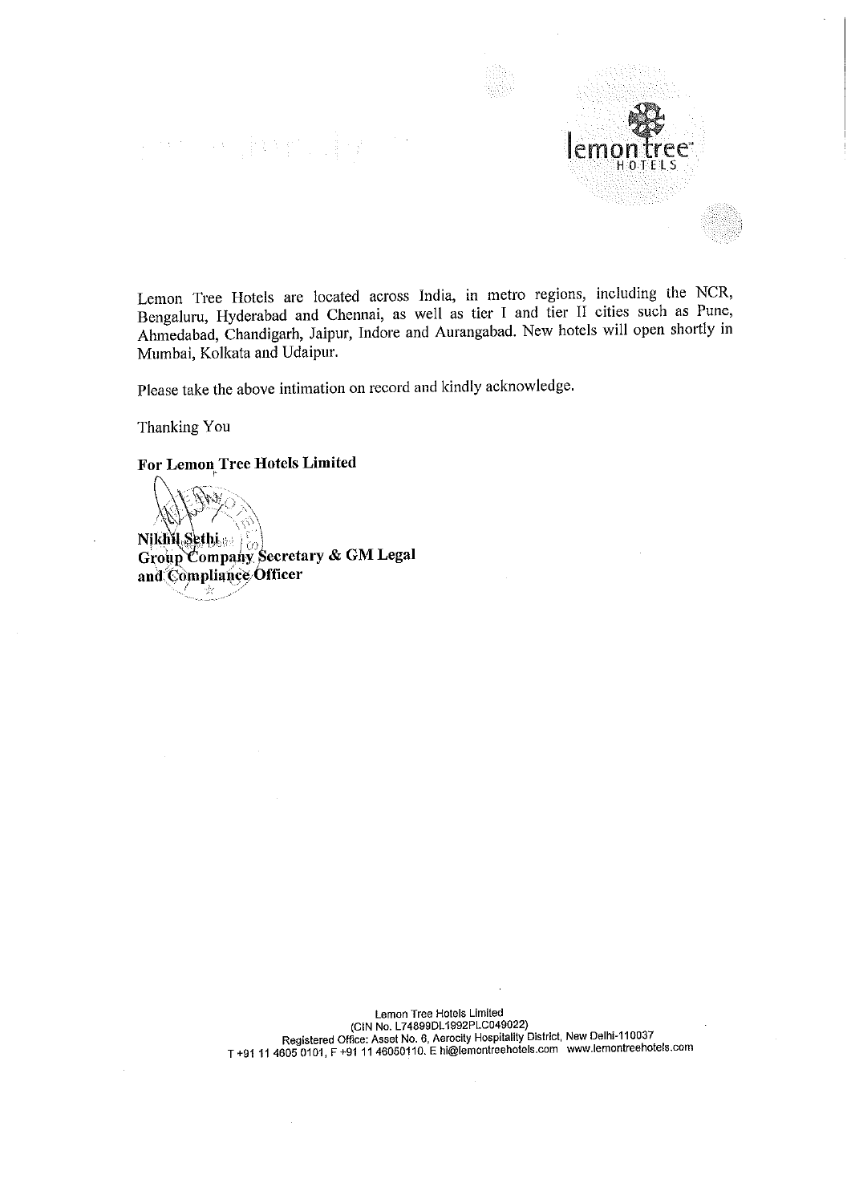Lemon Tree Hotels are located across India, in metro regions, including the NCR, Bengaluru, Hyderabad and Chennai, as well as tier I and tier II cities such as Pune, Ahmedabad, Chandigarh, Jaipur, Indore and Aurangabad. New hotels will open shortly in Mumbai, Kolkata and Udaipur.

Please take the above intimation on record and kindly acknowledge.

Thanking You

**For Lemon Tree Hotels Limited**

**Nikhil Sethi**
**Group Company Secretary & GM Legal and Compliance Officer**

Lemon Tree Hotels Limited
(CIN No. L74899DL1992PLC049022)
Registered Office: Asset No. 6, Aerocity Hospitality District, New Delhi-110037
T +91 11 4605 0101, F +91 11 46050110. E hi@lemontreehotels.com www.lemontreehotels.com